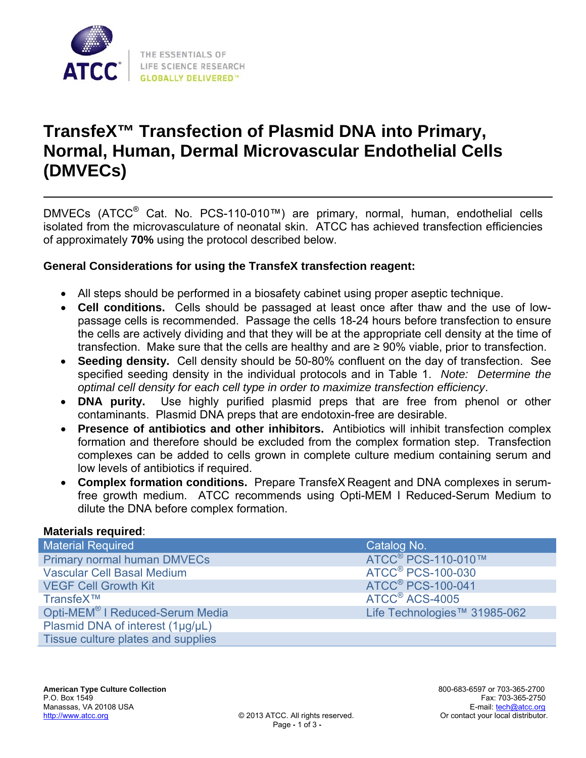# TransfeX™ Transfection of Plasmid DNA into Primary, Normal, Human, Dermal Microvascular Endothelial Cells (DMVECs)

DMVECs (ATCC® Cat. No. PCS-110-010™) are primary, normal, human, endothelial cells isolated from the microvasculature of neonatal skin. ATCC has achieved transfection efficiencies of approximately **70%** using the protocol described below.

**General Considerations for using the TransfeX transfection reagent:**

- All steps should be performed in a biosafety cabinet using proper aseptic technique.
- **Cell conditions.** Cells should be passaged at least once after thaw and the use of low-passage cells is recommended. Passage the cells 18-24 hours before transfection to ensure the cells are actively dividing and that they will be at the appropriate cell density at the time of transfection. Make sure that the cells are healthy and are ≥ 90% viable, prior to transfection.
- **Seeding density.** Cell density should be 50-80% confluent on the day of transfection. See specified seeding density in the individual protocols and in Table 1. *Note: Determine the optimal cell density for each cell type in order to maximize transfection efficiency*.
- **DNA purity.** Use highly purified plasmid preps that are free from phenol or other contaminants. Plasmid DNA preps that are endotoxin-free are desirable.
- **Presence of antibiotics and other inhibitors.** Antibiotics will inhibit transfection complex formation and therefore should be excluded from the complex formation step. Transfection complexes can be added to cells grown in complete culture medium containing serum and low levels of antibiotics if required.
- **Complex formation conditions.** Prepare TransfeX Reagent and DNA complexes in serum-free growth medium. ATCC recommends using Opti-MEM I Reduced-Serum Medium to dilute the DNA before complex formation.

**Materials required**:

| Material Required | Catalog No. |
|---|---|
| Primary normal human DMVECs | ATCC® PCS-110-010™ |
| Vascular Cell Basal Medium | ATCC® PCS-100-030 |
| VEGF Cell Growth Kit | ATCC® PCS-100-041 |
| TransfeX™ | ATCC® ACS-4005 |
| Opti-MEM® I Reduced-Serum Media | Life Technologies™ 31985-062 |
| Plasmid DNA of interest (1µg/µL) | |
| Tissue culture plates and supplies | |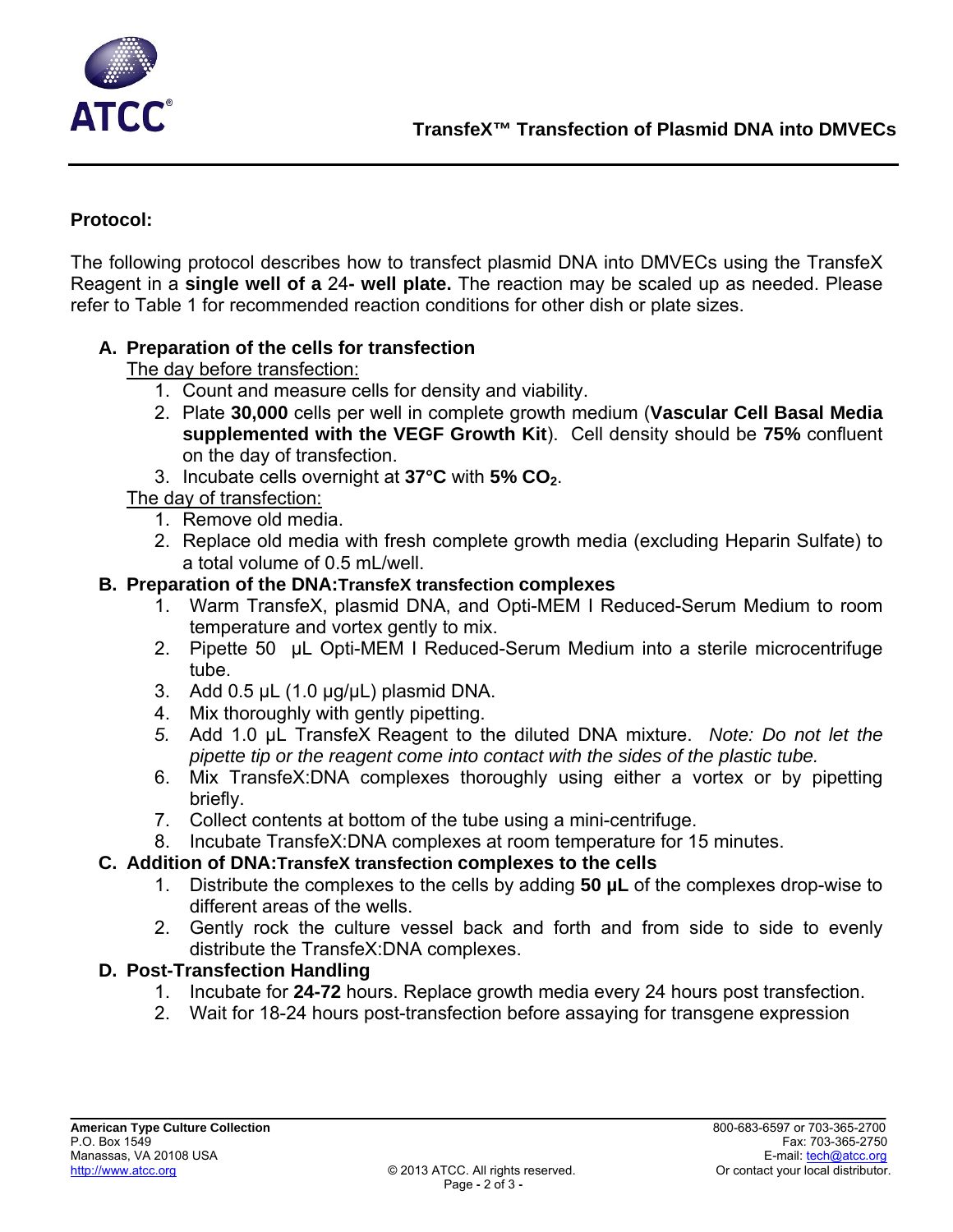**Protocol:**

The following protocol describes how to transfect plasmid DNA into DMVECs using the TransfeX Reagent in a **single well of a** 24**- well plate.** The reaction may be scaled up as needed. Please refer to Table 1 for recommended reaction conditions for other dish or plate sizes.

**A. Preparation of the cells for transfection**

The day before transfection:

1. Count and measure cells for density and viability.
2. Plate **30,000** cells per well in complete growth medium (**Vascular Cell Basal Media supplemented with the VEGF Growth Kit**). Cell density should be **75%** confluent on the day of transfection.
3. Incubate cells overnight at **37°C** with **5%** $CO_2$.

The day of transfection:

1. Remove old media.
2. Replace old media with fresh complete growth media (excluding Heparin Sulfate) to a total volume of 0.5 mL/well.

**B. Preparation of the DNA:TransfeX transfection complexes**

1. Warm TransfeX, plasmid DNA, and Opti-MEM I Reduced-Serum Medium to room temperature and vortex gently to mix.
2. Pipette 50 µL Opti-MEM I Reduced-Serum Medium into a sterile microcentrifuge tube.
3. Add 0.5 µL (1.0 µg/µL) plasmid DNA.
4. Mix thoroughly with gently pipetting.
5. Add 1.0 µL TransfeX Reagent to the diluted DNA mixture. *Note: Do not let the pipette tip or the reagent come into contact with the sides of the plastic tube.*
6. Mix TransfeX:DNA complexes thoroughly using either a vortex or by pipetting briefly.
7. Collect contents at bottom of the tube using a mini-centrifuge.
8. Incubate TransfeX:DNA complexes at room temperature for 15 minutes.

**C. Addition of DNA:TransfeX transfection complexes to the cells**

1. Distribute the complexes to the cells by adding **50 µL** of the complexes drop-wise to different areas of the wells.
2. Gently rock the culture vessel back and forth and from side to side to evenly distribute the TransfeX:DNA complexes.

**D. Post-Transfection Handling**

1. Incubate for **24-72** hours. Replace growth media every 24 hours post transfection.
2. Wait for 18-24 hours post-transfection before assaying for transgene expression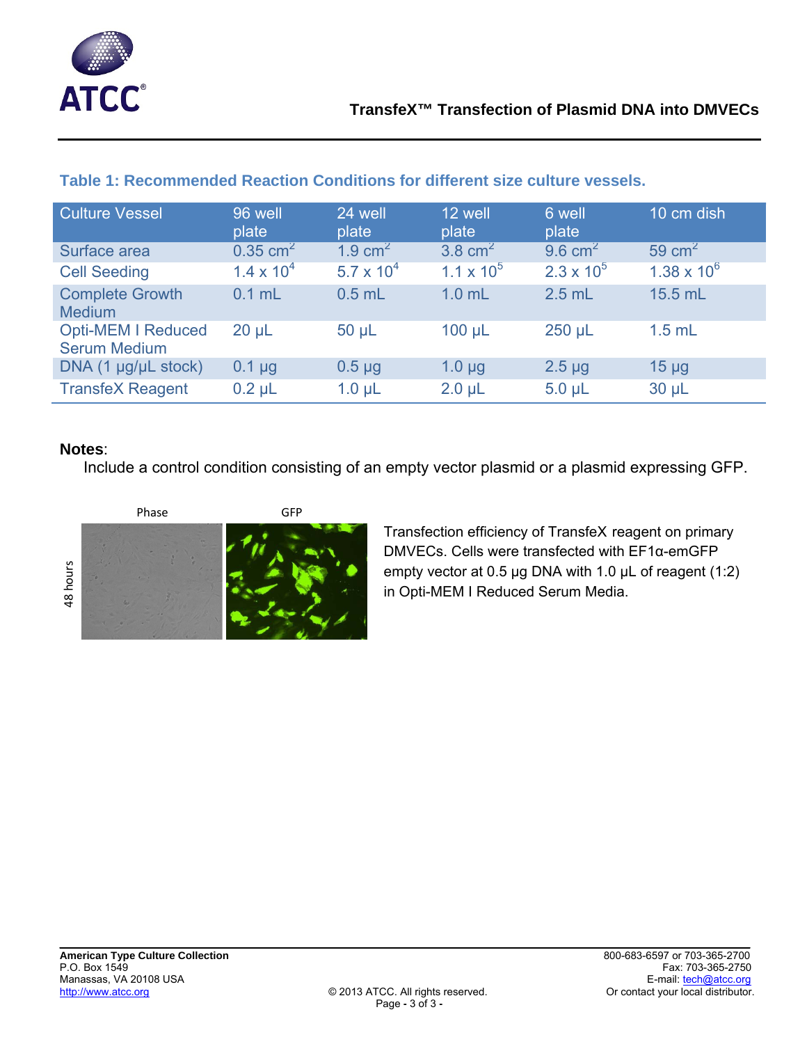## Table 1: Recommended Reaction Conditions for different size culture vessels.

| Culture Vessel | 96 well plate | 24 well plate | 12 well plate | 6 well plate | 10 cm dish |
|---|---|---|---|---|---|
| Surface area | 0.35 $cm^2$ | 1.9 $cm^2$ | 3.8 $cm^2$ | 9.6 $cm^2$ | 59 $cm^2$ |
| Cell Seeding | $1.4 \times 10^4$ | $5.7 \times 10^4$ | $1.1 \times 10^5$ | $2.3 \times 10^5$ | $1.38 \times 10^6$ |
| Complete Growth Medium | 0.1 mL | 0.5 mL | 1.0 mL | 2.5 mL | 15.5 mL |
| Opti-MEM I Reduced Serum Medium | 20 µL | 50 µL | 100 µL | 250 µL | 1.5 mL |
| DNA (1 µg/µL stock) | 0.1 µg | 0.5 µg | 1.0 µg | 2.5 µg | 15 µg |
| TransfeX Reagent | 0.2 µL | 1.0 µL | 2.0 µL | 5.0 µL | 30 µL |

**Notes**:

Include a control condition consisting of an empty vector plasmid or a plasmid expressing GFP.

Phase

GFP

48 hours

Transfection efficiency of TransfeX reagent on primary DMVECs. Cells were transfected with EF1α-emGFP empty vector at 0.5 µg DNA with 1.0 µL of reagent (1:2) in Opti-MEM I Reduced Serum Media.

**American Type Culture Collection**
P.O. Box 1549
Manassas, VA 20108 USA
http://www.atcc.org

© 2013 ATCC. All rights reserved.

800-683-6597 or 703-365-2700
Fax: 703-365-2750
E-mail: tech@atcc.org
Or contact your local distributor.